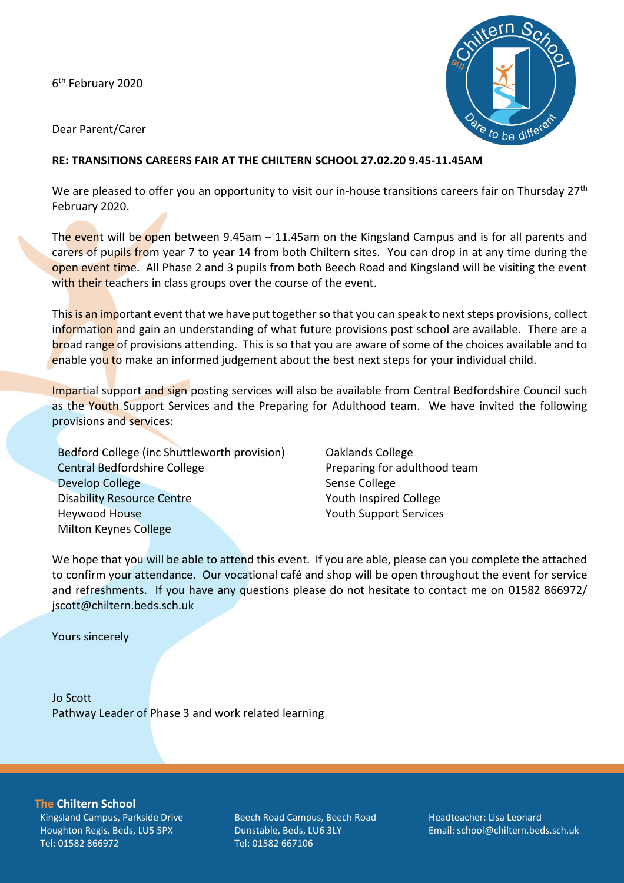6th February 2020

Dear Parent/Carer

**RE: TRANSITIONS CAREERS FAIR AT THE CHILTERN SCHOOL 27.02.20 9.45-11.45AM**

We are pleased to offer you an opportunity to visit our in-house transitions careers fair on Thursday 27th February 2020.

The event will be open between 9.45am – 11.45am on the Kingsland Campus and is for all parents and carers of pupils from year 7 to year 14 from both Chiltern sites. You can drop in at any time during the open event time. All Phase 2 and 3 pupils from both Beech Road and Kingsland will be visiting the event with their teachers in class groups over the course of the event.

This is an important event that we have put together so that you can speak to next steps provisions, collect information and gain an understanding of what future provisions post school are available. There are a broad range of provisions attending. This is so that you are aware of some of the choices available and to enable you to make an informed judgement about the best next steps for your individual child.

Impartial support and sign posting services will also be available from Central Bedfordshire Council such as the Youth Support Services and the Preparing for Adulthood team. We have invited the following provisions and services:

- Bedford College (inc Shuttleworth provision)
- Central Bedfordshire College
- Develop College
- Disability Resource Centre
- Heywood House
- Milton Keynes College
- Oaklands College
- Preparing for adulthood team
- Sense College
- Youth Inspired College
- Youth Support Services

We hope that you will be able to attend this event. If you are able, please can you complete the attached to confirm your attendance. Our vocational café and shop will be open throughout the event for service and refreshments. If you have any questions please do not hesitate to contact me on 01582 866972/ jscott@chiltern.beds.sch.uk

Yours sincerely

Jo Scott
Pathway Leader of Phase 3 and work related learning

**The Chiltern School**

Kingsland Campus, Parkside Drive
Houghton Regis, Beds, LU5 5PX
Tel: 01582 866972

Beech Road Campus, Beech Road
Dunstable, Beds, LU6 3LY
Tel: 01582 667106

Headteacher: Lisa Leonard
Email: school@chiltern.beds.sch.uk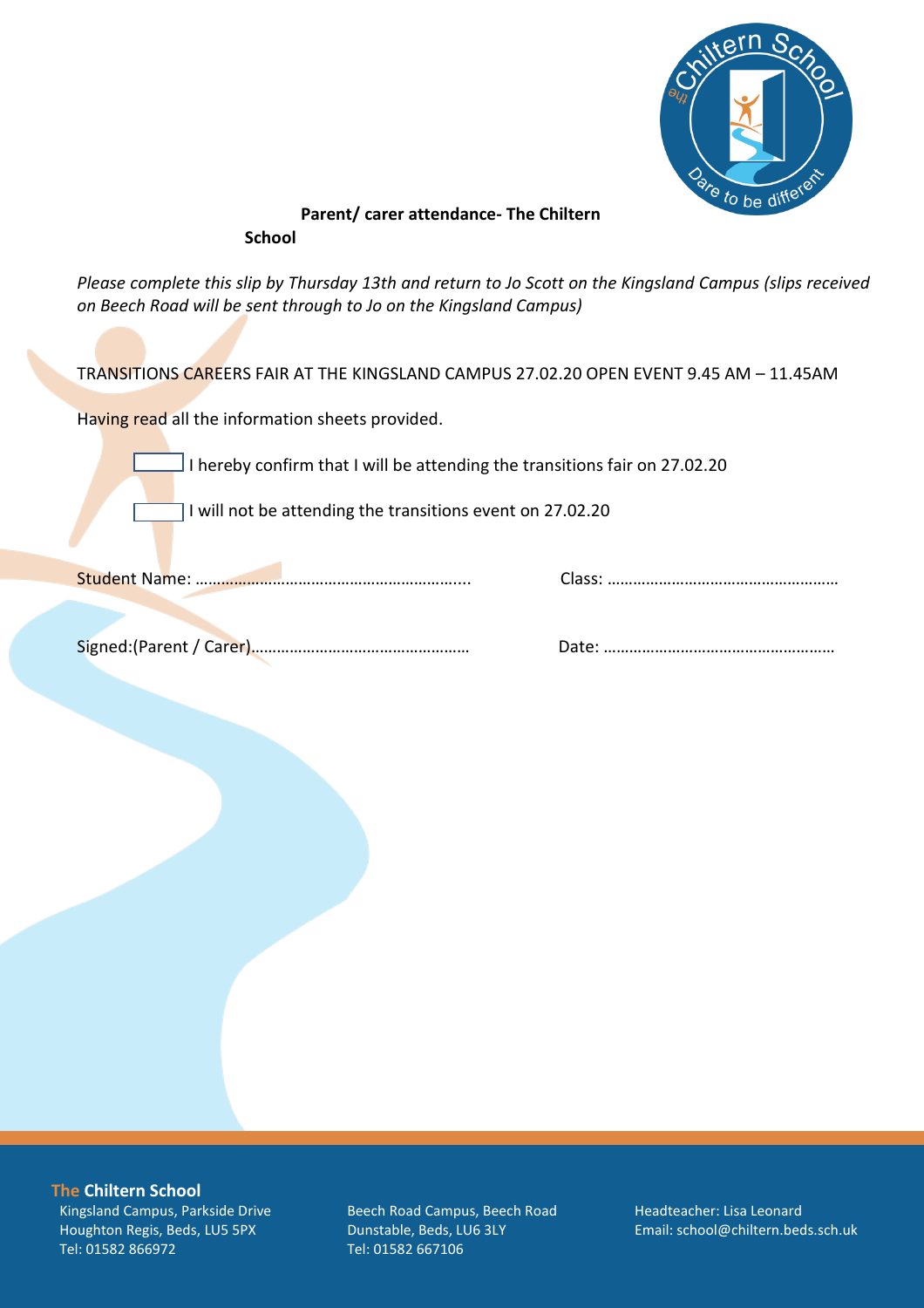**Parent/ carer attendance- The Chiltern School**

*Please complete this slip by Thursday 13th and return to Jo Scott on the Kingsland Campus (slips received on Beech Road will be sent through to Jo on the Kingsland Campus)*

TRANSITIONS CAREERS FAIR AT THE KINGSLAND CAMPUS 27.02.20 OPEN EVENT 9.45 AM – 11.45AM

Having read all the information sheets provided.

☐ I hereby confirm that I will be attending the transitions fair on 27.02.20

☐ I will not be attending the transitions event on 27.02.20

Student Name: ……………………………………………………...  Class: ………………………………………………

Signed:(Parent / Carer)…………………………………………  Date: ………………………………………………

**The Chiltern School**
Kingsland Campus, Parkside Drive
Houghton Regis, Beds, LU5 5PX
Tel: 01582 866972

Beech Road Campus, Beech Road
Dunstable, Beds, LU6 3LY
Tel: 01582 667106

Headteacher: Lisa Leonard
Email: school@chiltern.beds.sch.uk